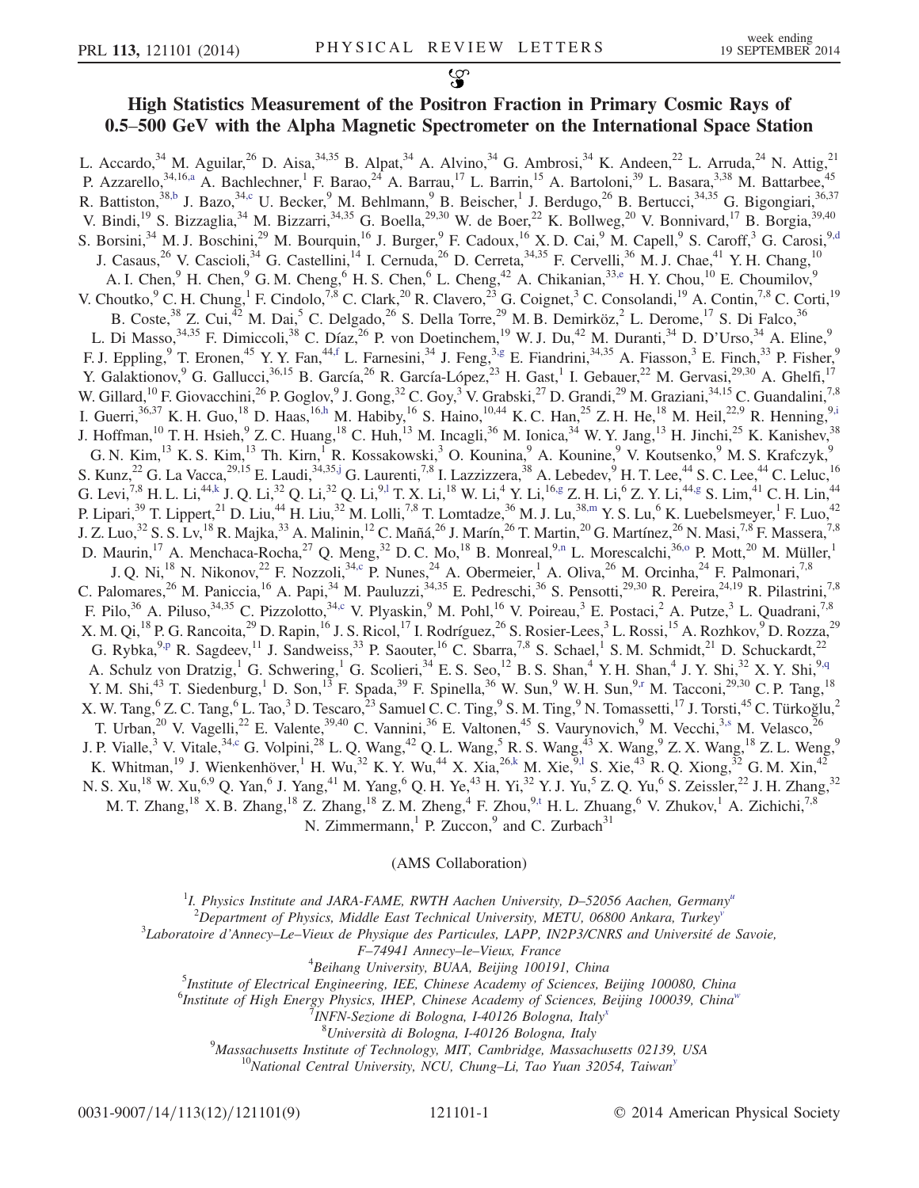# High Statistics Measurement of the Positron Fraction in Primary Cosmic Rays of 0.5–500 GeV with the Alpha Magnetic Spectrometer on the International Space Station

L. Accardo,[34] M. Aguilar,[26] D. Aisa,[34,35] B. Alpat,[34] A. Alvino,[34] G. Ambrosi,[34] K. Andeen,[22] L. Arruda,[24] N. Attig,[21] P. Azzarello,[34,16,a] A. Bachlechner,[1] F. Barao,[24] A. Barrau,[17] L. Barrin,[15] A. Bartoloni,[39] L. Basara,[3,38] M. Battarbee,[45] R. Battiston,[38,b] J. Bazo,[34,c] U. Becker,[9] M. Behlmann,[9] B. Beischer,[1] J. Berdugo,[26] B. Bertucci,[34,35] G. Bigongiari,[36,37] V. Bindi,[19] S. Bizzaglia,[34] M. Bizzarri,[34,35] G. Boella,[29,30] W. de Boer,[22] K. Bollweg,[20] V. Bonnivard,[17] B. Borgia,[39,40] S. Borsini,[34] M. J. Boschini,[29] M. Bourquin,[16] J. Burger,[9] F. Cadoux,[16] X. D. Cai,[9] M. Capell,[9] S. Caroff,[3] G. Carosi,[9,d] J. Casaus,[26] V. Cascioli,[34] G. Castellini,[14] I. Cernuda,[26] D. Cerreta,[34,35] F. Cervelli,[36] M. J. Chae,[41] Y. H. Chang,[10] A. I. Chen,[9] H. Chen,[9] G. M. Cheng,[6] H. S. Chen,[6] L. Cheng,[42] A. Chikanian,[33,e] H. Y. Chou,[10] E. Choumilov,[9] V. Choutko,[9] C. H. Chung,[1] F. Cindolo,[7,8] C. Clark,[20] R. Clavero,[23] G. Coignet,[3] C. Consolandi,[19] A. Contin,[7,8] C. Corti,[19] B. Coste,[38] Z. Cui,[42] M. Dai,[5] C. Delgado,[26] S. Della Torre,[29] M. B. Demirköz,[2] L. Derome,[17] S. Di Falco,[36] L. Di Masso,[34,35] F. Dimiccoli,[38] C. Díaz,[26] P. von Doetinchem,[19] W. J. Du,[42] M. Duranti,[34] D. D'Urso,[34] A. Eline,[9] F. J. Eppling,[9] T. Eronen,[45] Y. Y. Fan,[44,f] L. Farnesini,[34] J. Feng,[3,g] E. Fiandrini,[34,35] A. Fiasson,[3] E. Finch,[33] P. Fisher,[9] Y. Galaktionov,[9] G. Gallucci,[36,15] B. García,[26] R. García-López,[23] H. Gast,[1] I. Gebauer,[22] M. Gervasi,[29,30] A. Ghelfi,[17] W. Gillard,[10] F. Giovacchini,[26] P. Goglov,[9] J. Gong,[32] C. Goy,[3] V. Grabski,[27] D. Grandi,[29] M. Graziani,[34,15] C. Guandalini,[7,8] I. Guerri,[36,37] K. H. Guo,[18] D. Haas,[16,h] M. Habiby,[16] S. Haino,[10,44] K. C. Han,[25] Z. H. He,[18] M. Heil,[22,9] R. Henning,[9,i] J. Hoffman,[10] T. H. Hsieh,[9] Z. C. Huang,[18] C. Huh,[13] M. Incagli,[36] M. Ionica,[34] W. Y. Jang,[13] H. Jinchi,[25] K. Kanishev,[38] G. N. Kim,[13] K. S. Kim,[13] Th. Kirn,[1] R. Kossakowski,[3] O. Kounina,[9] A. Kounine,[9] V. Koutsenko,[9] M. S. Krafczyk,[9] S. Kunz,[22] G. La Vacca,[29,15] E. Laudi,[34,35,j] G. Laurenti,[7,8] I. Lazzizzera,[38] A. Lebedev,[9] H. T. Lee,[44] S. C. Lee,[44] C. Leluc,[16] G. Levi,[7,8] H. L. Li,[44,k] J. Q. Li,[32] Q. Li,[32] Q. Li,[9,l] T. X. Li,[18] W. Li,[4] Y. Li,[16,g] Z. H. Li,[6] Z. Y. Li,[44,g] S. Lim,[41] C. H. Lin,[44] P. Lipari,[39] T. Lippert,[21] D. Liu,[44] H. Liu,[32] M. Lolli,[7,8] T. Lomtadze,[36] M. J. Lu,[38,m] Y. S. Lu,[6] K. Luebelsmeyer,[1] F. Luo,[42] J. Z. Luo,[32] S. S. Lv,[18] R. Majka,[33] A. Malinin,[12] C. Mañá,[26] J. Marín,[26] T. Martin,[20] G. Martínez,[26] N. Masi,[7,8] F. Massera,[7,8] D. Maurin,[17] A. Menchaca-Rocha,[27] Q. Meng,[32] D. C. Mo,[18] B. Monreal,[9,n] L. Morescalchi,[36,o] P. Mott,[20] M. Müller,[1] J. Q. Ni,[18] N. Nikonov,[22] F. Nozzoli,[34,c] P. Nunes,[24] A. Obermeier,[1] A. Oliva,[26] M. Orcinha,[24] F. Palmonari,[7,8] C. Palomares,[26] M. Paniccia,[16] A. Papi,[34] M. Pauluzzi,[34,35] E. Pedreschi,[36] S. Pensotti,[29,30] R. Pereira,[24,19] R. Pilastrini,[7,8] F. Pilo,[36] A. Piluso,[34,35] C. Pizzolotto,[34,c] V. Plyaskin,[9] M. Pohl,[16] V. Poireau,[3] E. Postaci,[2] A. Putze,[3] L. Quadrani,[7,8] X. M. Qi,[18] P. G. Rancoita,[29] D. Rapin,[16] J. S. Ricol,[17] I. Rodríguez,[26] S. Rosier-Lees,[3] L. Rossi,[15] A. Rozhkov,[9] D. Rozza,[29] G. Rybka,[9,p] R. Sagdeev,[11] J. Sandweiss,[33] P. Saouter,[16] C. Sbarra,[7,8] S. Schael,[1] S. M. Schmidt,[21] D. Schuckardt,[22] A. Schulz von Dratzig,[1] G. Schwering,[1] G. Scolieri,[34] E. S. Seo,[12] B. S. Shan,[4] Y. H. Shan,[4] J. Y. Shi,[32] X. Y. Shi,[9,q] Y. M. Shi,[43] T. Siedenburg,[1] D. Son,[13] F. Spada,[39] F. Spinella,[36] W. Sun,[9] W. H. Sun,[9,r] M. Tacconi,[29,30] C. P. Tang,[18] X. W. Tang,[6] Z. C. Tang,[6] L. Tao,[3] D. Tescaro,[23] Samuel C. C. Ting,[9] S. M. Ting,[9] N. Tomassetti,[17] J. Torsti,[45] C. Türkoğlu,[2] T. Urban,[20] V. Vagelli,[22] E. Valente,[39,40] C. Vannini,[36] E. Valtonen,[45] S. Vaurynovich,[9] M. Vecchi,[3,s] M. Velasco,[26] J. P. Vialle,[3] V. Vitale,[34,c] G. Volpini,[28] L. Q. Wang,[42] Q. L. Wang,[5] R. S. Wang,[43] X. Wang,[9] Z. X. Wang,[18] Z. L. Weng,[9] K. Whitman,[19] J. Wienkenhöver,[1] H. Wu,[32] K. Y. Wu,[44] X. Xia,[26,k] M. Xie,[9,l] S. Xie,[43] R. Q. Xiong,[32] G. M. Xin,[42] N. S. Xu,[18] W. Xu,[6,9] Q. Yan,[6] J. Yang,[41] M. Yang,[6] Q. H. Ye,[43] H. Yi,[32] Y. J. Yu,[5] Z. Q. Yu,[6] S. Zeissler,[22] J. H. Zhang,[32] M. T. Zhang,[18] X. B. Zhang,[18] Z. Zhang,[18] Z. M. Zheng,[4] F. Zhou,[9,t] H. L. Zhuang,[6] V. Zhukov,[1] A. Zichichi,[7,8] N. Zimmermann,[1] P. Zuccon,[9] and C. Zurbach[31]

(AMS Collaboration)

[1]*I. Physics Institute and JARA-FAME, RWTH Aachen University, D–52056 Aachen, Germany*[u]
[2]*Department of Physics, Middle East Technical University, METU, 06800 Ankara, Turkey*[v]
[3]*Laboratoire d'Annecy–Le–Vieux de Physique des Particules, LAPP, IN2P3/CNRS and Université de Savoie, F–74941 Annecy–le–Vieux, France*
[4]*Beihang University, BUAA, Beijing 100191, China*
[5]*Institute of Electrical Engineering, IEE, Chinese Academy of Sciences, Beijing 100080, China*
[6]*Institute of High Energy Physics, IHEP, Chinese Academy of Sciences, Beijing 100039, China*[w]
[7]*INFN-Sezione di Bologna, I-40126 Bologna, Italy*[x]
[8]*Università di Bologna, I-40126 Bologna, Italy*
[9]*Massachusetts Institute of Technology, MIT, Cambridge, Massachusetts 02139, USA*
[10]*National Central University, NCU, Chung–Li, Tao Yuan 32054, Taiwan*[y]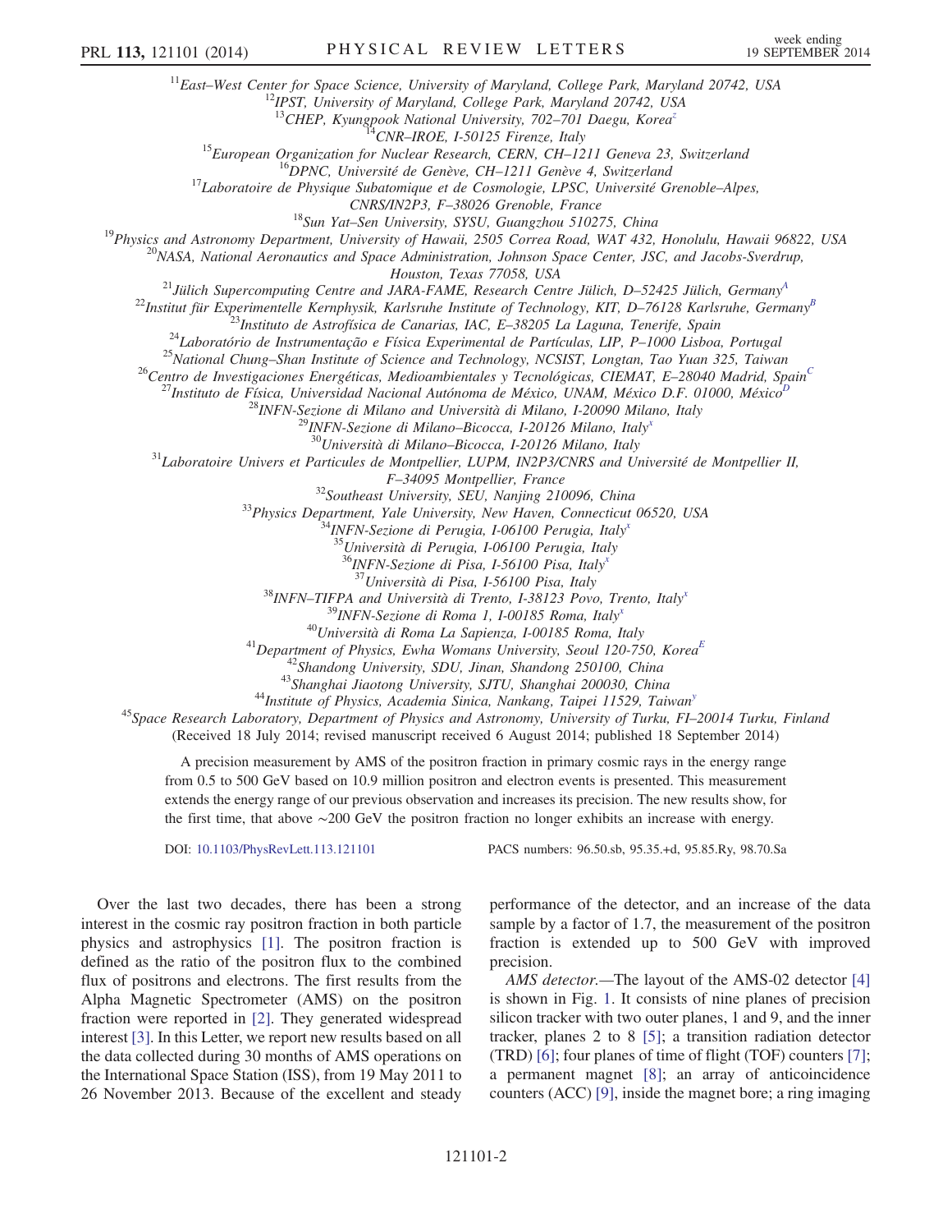[11]East–West Center for Space Science, University of Maryland, College Park, Maryland 20742, USA
[12]IPST, University of Maryland, College Park, Maryland 20742, USA
[13]CHEP, Kyungpook National University, 702–701 Daegu, Korea[z]
[14]CNR–IROE, I-50125 Firenze, Italy
[15]European Organization for Nuclear Research, CERN, CH–1211 Geneva 23, Switzerland
[16]DPNC, Université de Genève, CH–1211 Genève 4, Switzerland
[17]Laboratoire de Physique Subatomique et de Cosmologie, LPSC, Université Grenoble–Alpes, CNRS/IN2P3, F–38026 Grenoble, France
[18]Sun Yat–Sen University, SYSU, Guangzhou 510275, China
[19]Physics and Astronomy Department, University of Hawaii, 2505 Correa Road, WAT 432, Honolulu, Hawaii 96822, USA
[20]NASA, National Aeronautics and Space Administration, Johnson Space Center, JSC, and Jacobs-Sverdrup, Houston, Texas 77058, USA
[21]Jülich Supercomputing Centre and JARA-FAME, Research Centre Jülich, D–52425 Jülich, Germany[A]
[22]Institut für Experimentelle Kernphysik, Karlsruhe Institute of Technology, KIT, D–76128 Karlsruhe, Germany[B]
[23]Instituto de Astrofísica de Canarias, IAC, E–38205 La Laguna, Tenerife, Spain
[24]Laboratório de Instrumentação e Física Experimental de Partículas, LIP, P–1000 Lisboa, Portugal
[25]National Chung–Shan Institute of Science and Technology, NCSIST, Longtan, Tao Yuan 325, Taiwan
[26]Centro de Investigaciones Energéticas, Medioambientales y Tecnológicas, CIEMAT, E–28040 Madrid, Spain[C]
[27]Instituto de Física, Universidad Nacional Autónoma de México, UNAM, México D.F. 01000, México[D]
[28]INFN-Sezione di Milano and Università di Milano, I-20090 Milano, Italy
[29]INFN-Sezione di Milano–Bicocca, I-20126 Milano, Italy[x]
[30]Università di Milano–Bicocca, I-20126 Milano, Italy
[31]Laboratoire Univers et Particules de Montpellier, LUPM, IN2P3/CNRS and Université de Montpellier II, F–34095 Montpellier, France
[32]Southeast University, SEU, Nanjing 210096, China
[33]Physics Department, Yale University, New Haven, Connecticut 06520, USA
[34]INFN-Sezione di Perugia, I-06100 Perugia, Italy[x]
[35]Università di Perugia, I-06100 Perugia, Italy
[36]INFN-Sezione di Pisa, I-56100 Pisa, Italy[x]
[37]Università di Pisa, I-56100 Pisa, Italy
[38]INFN–TIFPA and Università di Trento, I-38123 Povo, Trento, Italy[x]
[39]INFN-Sezione di Roma 1, I-00185 Roma, Italy[x]
[40]Università di Roma La Sapienza, I-00185 Roma, Italy
[41]Department of Physics, Ewha Womans University, Seoul 120-750, Korea[E]
[42]Shandong University, SDU, Jinan, Shandong 250100, China
[43]Shanghai Jiaotong University, SJTU, Shanghai 200030, China
[44]Institute of Physics, Academia Sinica, Nankang, Taipei 11529, Taiwan[y]
[45]Space Research Laboratory, Department of Physics and Astronomy, University of Turku, FI–20014 Turku, Finland

(Received 18 July 2014; revised manuscript received 6 August 2014; published 18 September 2014)

A precision measurement by AMS of the positron fraction in primary cosmic rays in the energy range from 0.5 to 500 GeV based on 10.9 million positron and electron events is presented. This measurement extends the energy range of our previous observation and increases its precision. The new results show, for the first time, that above ∼200 GeV the positron fraction no longer exhibits an increase with energy.

DOI: 10.1103/PhysRevLett.113.121101 PACS numbers: 96.50.sb, 95.35.+d, 95.85.Ry, 98.70.Sa

Over the last two decades, there has been a strong interest in the cosmic ray positron fraction in both particle physics and astrophysics [1]. The positron fraction is defined as the ratio of the positron flux to the combined flux of positrons and electrons. The first results from the Alpha Magnetic Spectrometer (AMS) on the positron fraction were reported in [2]. They generated widespread interest [3]. In this Letter, we report new results based on all the data collected during 30 months of AMS operations on the International Space Station (ISS), from 19 May 2011 to 26 November 2013. Because of the excellent and steady performance of the detector, and an increase of the data sample by a factor of 1.7, the measurement of the positron fraction is extended up to 500 GeV with improved precision.

*AMS detector.*—The layout of the AMS-02 detector [4] is shown in Fig. 1. It consists of nine planes of precision silicon tracker with two outer planes, 1 and 9, and the inner tracker, planes 2 to 8 [5]; a transition radiation detector (TRD) [6]; four planes of time of flight (TOF) counters [7]; a permanent magnet [8]; an array of anticoincidence counters (ACC) [9], inside the magnet bore; a ring imaging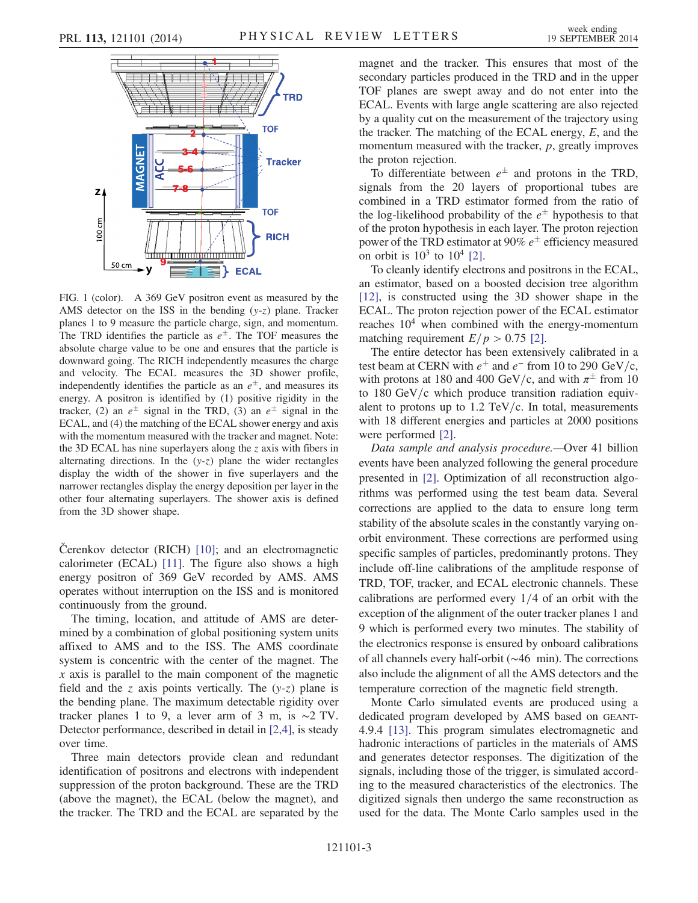FIG. 1 (color). A 369 GeV positron event as measured by the AMS detector on the ISS in the bending ($y$-$z$) plane. Tracker planes 1 to 9 measure the particle charge, sign, and momentum. The TRD identifies the particle as $e^{\pm}$. The TOF measures the absolute charge value to be one and ensures that the particle is downward going. The RICH independently measures the charge and velocity. The ECAL measures the 3D shower profile, independently identifies the particle as an $e^{\pm}$, and measures its energy. A positron is identified by (1) positive rigidity in the tracker, (2) an $e^{\pm}$ signal in the TRD, (3) an $e^{\pm}$ signal in the ECAL, and (4) the matching of the ECAL shower energy and axis with the momentum measured with the tracker and magnet. Note: the 3D ECAL has nine superlayers along the $z$ axis with fibers in alternating directions. In the ($y$-$z$) plane the wider rectangles display the width of the shower in five superlayers and the narrower rectangles display the energy deposition per layer in the other four alternating superlayers. The shower axis is defined from the 3D shower shape.

Čerenkov detector (RICH) [10]; and an electromagnetic calorimeter (ECAL) [11]. The figure also shows a high energy positron of 369 GeV recorded by AMS. AMS operates without interruption on the ISS and is monitored continuously from the ground.

The timing, location, and attitude of AMS are determined by a combination of global positioning system units affixed to AMS and to the ISS. The AMS coordinate system is concentric with the center of the magnet. The $x$ axis is parallel to the main component of the magnetic field and the $z$ axis points vertically. The ($y$-$z$) plane is the bending plane. The maximum detectable rigidity over tracker planes 1 to 9, a lever arm of 3 m, is ~2 TV. Detector performance, described in detail in [2,4], is steady over time.

Three main detectors provide clean and redundant identification of positrons and electrons with independent suppression of the proton background. These are the TRD (above the magnet), the ECAL (below the magnet), and the tracker. The TRD and the ECAL are separated by the magnet and the tracker. This ensures that most of the secondary particles produced in the TRD and in the upper TOF planes are swept away and do not enter into the ECAL. Events with large angle scattering are also rejected by a quality cut on the measurement of the trajectory using the tracker. The matching of the ECAL energy, $E$, and the momentum measured with the tracker, $p$, greatly improves the proton rejection.

To differentiate between $e^{\pm}$ and protons in the TRD, signals from the 20 layers of proportional tubes are combined in a TRD estimator formed from the ratio of the log-likelihood probability of the $e^{\pm}$ hypothesis to that of the proton hypothesis in each layer. The proton rejection power of the TRD estimator at 90% $e^{\pm}$ efficiency measured on orbit is $10^3$ to $10^4$ [2].

To cleanly identify electrons and positrons in the ECAL, an estimator, based on a boosted decision tree algorithm [12], is constructed using the 3D shower shape in the ECAL. The proton rejection power of the ECAL estimator reaches $10^4$ when combined with the energy-momentum matching requirement $E/p > 0.75$ [2].

The entire detector has been extensively calibrated in a test beam at CERN with $e^+$ and $e^-$ from 10 to 290 GeV/c, with protons at 180 and 400 GeV/c, and with $\pi^{\pm}$ from 10 to 180 GeV/c which produce transition radiation equivalent to protons up to 1.2 TeV/c. In total, measurements with 18 different energies and particles at 2000 positions were performed [2].

*Data sample and analysis procedure.*—Over 41 billion events have been analyzed following the general procedure presented in [2]. Optimization of all reconstruction algorithms was performed using the test beam data. Several corrections are applied to the data to ensure long term stability of the absolute scales in the constantly varying on-orbit environment. These corrections are performed using specific samples of particles, predominantly protons. They include off-line calibrations of the amplitude response of TRD, TOF, tracker, and ECAL electronic channels. These calibrations are performed every 1/4 of an orbit with the exception of the alignment of the outer tracker planes 1 and 9 which is performed every two minutes. The stability of the electronics response is ensured by onboard calibrations of all channels every half-orbit (~46 min). The corrections also include the alignment of all the AMS detectors and the temperature correction of the magnetic field strength.

Monte Carlo simulated events are produced using a dedicated program developed by AMS based on GEANT-4.9.4 [13]. This program simulates electromagnetic and hadronic interactions of particles in the materials of AMS and generates detector responses. The digitization of the signals, including those of the trigger, is simulated according to the measured characteristics of the electronics. The digitized signals then undergo the same reconstruction as used for the data. The Monte Carlo samples used in the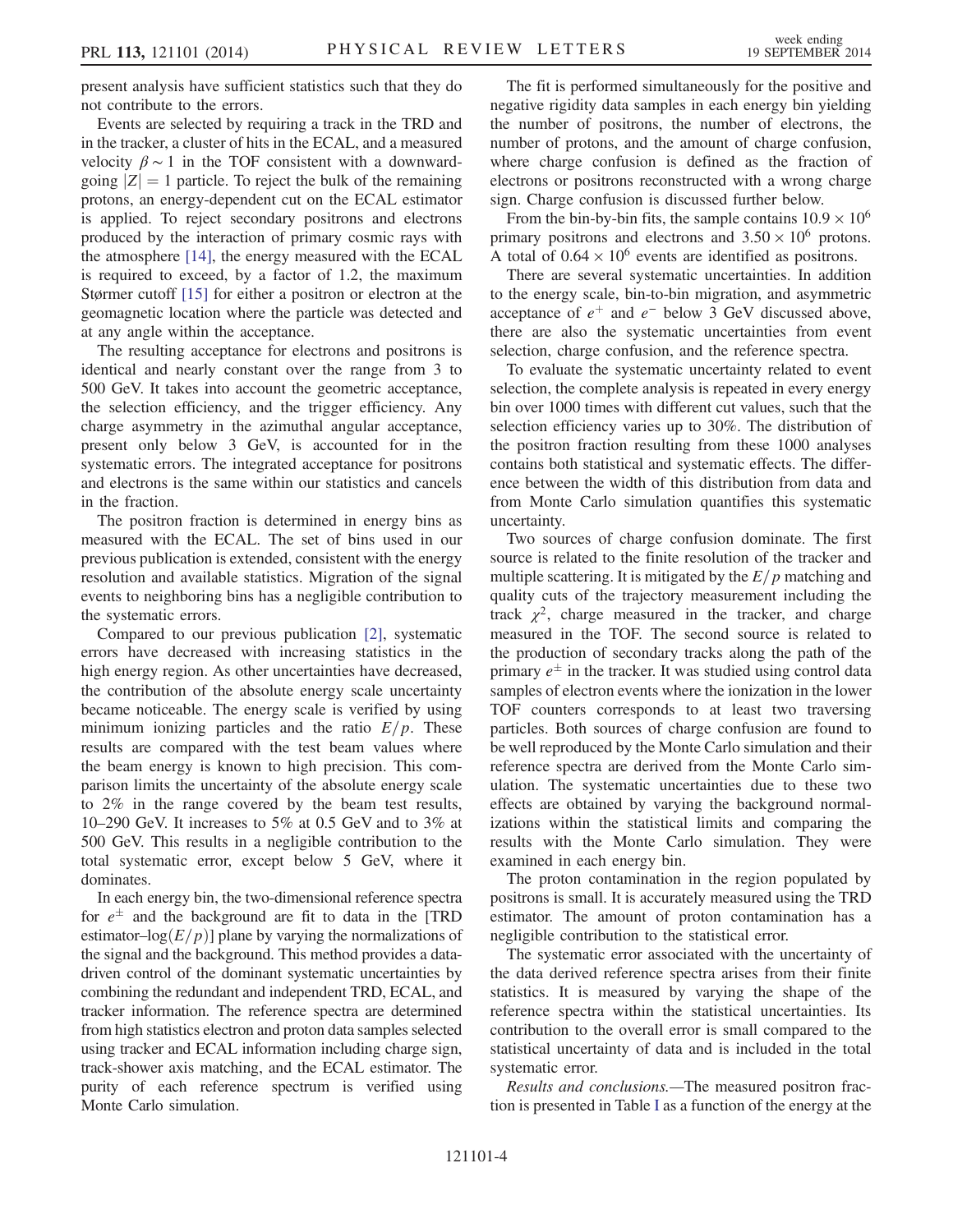present analysis have sufficient statistics such that they do not contribute to the errors.

Events are selected by requiring a track in the TRD and in the tracker, a cluster of hits in the ECAL, and a measured velocity $\beta \sim 1$ in the TOF consistent with a downward-going $|Z| = 1$ particle. To reject the bulk of the remaining protons, an energy-dependent cut on the ECAL estimator is applied. To reject secondary positrons and electrons produced by the interaction of primary cosmic rays with the atmosphere [14], the energy measured with the ECAL is required to exceed, by a factor of 1.2, the maximum Størmer cutoff [15] for either a positron or electron at the geomagnetic location where the particle was detected and at any angle within the acceptance.

The resulting acceptance for electrons and positrons is identical and nearly constant over the range from 3 to 500 GeV. It takes into account the geometric acceptance, the selection efficiency, and the trigger efficiency. Any charge asymmetry in the azimuthal angular acceptance, present only below 3 GeV, is accounted for in the systematic errors. The integrated acceptance for positrons and electrons is the same within our statistics and cancels in the fraction.

The positron fraction is determined in energy bins as measured with the ECAL. The set of bins used in our previous publication is extended, consistent with the energy resolution and available statistics. Migration of the signal events to neighboring bins has a negligible contribution to the systematic errors.

Compared to our previous publication [2], systematic errors have decreased with increasing statistics in the high energy region. As other uncertainties have decreased, the contribution of the absolute energy scale uncertainty became noticeable. The energy scale is verified by using minimum ionizing particles and the ratio $E/p$. These results are compared with the test beam values where the beam energy is known to high precision. This comparison limits the uncertainty of the absolute energy scale to 2% in the range covered by the beam test results, 10–290 GeV. It increases to 5% at 0.5 GeV and to 3% at 500 GeV. This results in a negligible contribution to the total systematic error, except below 5 GeV, where it dominates.

In each energy bin, the two-dimensional reference spectra for $e^{\pm}$ and the background are fit to data in the [TRD estimator–$\log(E/p)$] plane by varying the normalizations of the signal and the background. This method provides a data-driven control of the dominant systematic uncertainties by combining the redundant and independent TRD, ECAL, and tracker information. The reference spectra are determined from high statistics electron and proton data samples selected using tracker and ECAL information including charge sign, track-shower axis matching, and the ECAL estimator. The purity of each reference spectrum is verified using Monte Carlo simulation.

The fit is performed simultaneously for the positive and negative rigidity data samples in each energy bin yielding the number of positrons, the number of electrons, the number of protons, and the amount of charge confusion, where charge confusion is defined as the fraction of electrons or positrons reconstructed with a wrong charge sign. Charge confusion is discussed further below.

From the bin-by-bin fits, the sample contains $10.9 \times 10^{6}$ primary positrons and electrons and $3.50 \times 10^{6}$ protons. A total of $0.64 \times 10^{6}$ events are identified as positrons.

There are several systematic uncertainties. In addition to the energy scale, bin-to-bin migration, and asymmetric acceptance of $e^{+}$ and $e^{-}$ below 3 GeV discussed above, there are also the systematic uncertainties from event selection, charge confusion, and the reference spectra.

To evaluate the systematic uncertainty related to event selection, the complete analysis is repeated in every energy bin over 1000 times with different cut values, such that the selection efficiency varies up to 30%. The distribution of the positron fraction resulting from these 1000 analyses contains both statistical and systematic effects. The difference between the width of this distribution from data and from Monte Carlo simulation quantifies this systematic uncertainty.

Two sources of charge confusion dominate. The first source is related to the finite resolution of the tracker and multiple scattering. It is mitigated by the $E/p$ matching and quality cuts of the trajectory measurement including the track $\chi^2$, charge measured in the tracker, and charge measured in the TOF. The second source is related to the production of secondary tracks along the path of the primary $e^{\pm}$ in the tracker. It was studied using control data samples of electron events where the ionization in the lower TOF counters corresponds to at least two traversing particles. Both sources of charge confusion are found to be well reproduced by the Monte Carlo simulation and their reference spectra are derived from the Monte Carlo simulation. The systematic uncertainties due to these two effects are obtained by varying the background normalizations within the statistical limits and comparing the results with the Monte Carlo simulation. They were examined in each energy bin.

The proton contamination in the region populated by positrons is small. It is accurately measured using the TRD estimator. The amount of proton contamination has a negligible contribution to the statistical error.

The systematic error associated with the uncertainty of the data derived reference spectra arises from their finite statistics. It is measured by varying the shape of the reference spectra within the statistical uncertainties. Its contribution to the overall error is small compared to the statistical uncertainty of data and is included in the total systematic error.

*Results and conclusions.*—The measured positron fraction is presented in Table I as a function of the energy at the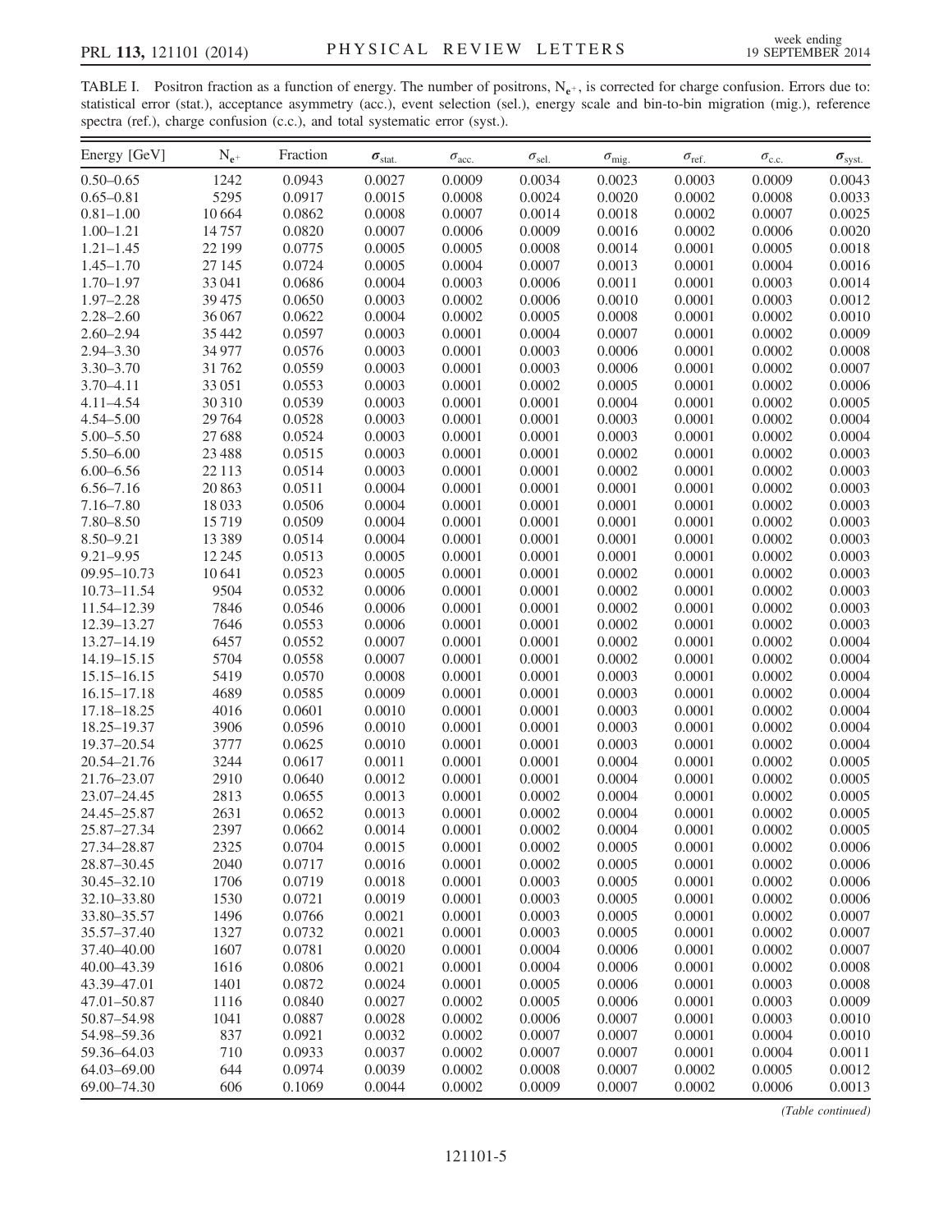TABLE I. Positron fraction as a function of energy. The number of positrons, $N_{e^+}$, is corrected for charge confusion. Errors due to: statistical error (stat.), acceptance asymmetry (acc.), event selection (sel.), energy scale and bin-to-bin migration (mig.), reference spectra (ref.), charge confusion (c.c.), and total systematic error (syst.).

| Energy [GeV] | $N_{e^+}$ | Fraction | $\sigma_{\text{stat.}}$ | $\sigma_{\text{acc.}}$ | $\sigma_{\text{sel.}}$ | $\sigma_{\text{mig.}}$ | $\sigma_{\text{ref.}}$ | $\sigma_{\text{c.c.}}$ | $\sigma_{\text{syst.}}$ |
|---|---|---|---|---|---|---|---|---|---|
| 0.50–0.65 | 1242 | 0.0943 | 0.0027 | 0.0009 | 0.0034 | 0.0023 | 0.0003 | 0.0009 | 0.0043 |
| 0.65–0.81 | 5295 | 0.0917 | 0.0015 | 0.0008 | 0.0024 | 0.0020 | 0.0002 | 0.0008 | 0.0033 |
| 0.81–1.00 | 10 664 | 0.0862 | 0.0008 | 0.0007 | 0.0014 | 0.0018 | 0.0002 | 0.0007 | 0.0025 |
| 1.00–1.21 | 14 757 | 0.0820 | 0.0007 | 0.0006 | 0.0009 | 0.0016 | 0.0002 | 0.0006 | 0.0020 |
| 1.21–1.45 | 22 199 | 0.0775 | 0.0005 | 0.0005 | 0.0008 | 0.0014 | 0.0001 | 0.0005 | 0.0018 |
| 1.45–1.70 | 27 145 | 0.0724 | 0.0005 | 0.0004 | 0.0007 | 0.0013 | 0.0001 | 0.0004 | 0.0016 |
| 1.70–1.97 | 33 041 | 0.0686 | 0.0004 | 0.0003 | 0.0006 | 0.0011 | 0.0001 | 0.0003 | 0.0014 |
| 1.97–2.28 | 39 475 | 0.0650 | 0.0003 | 0.0002 | 0.0006 | 0.0010 | 0.0001 | 0.0003 | 0.0012 |
| 2.28–2.60 | 36 067 | 0.0622 | 0.0004 | 0.0002 | 0.0005 | 0.0008 | 0.0001 | 0.0002 | 0.0010 |
| 2.60–2.94 | 35 442 | 0.0597 | 0.0003 | 0.0001 | 0.0004 | 0.0007 | 0.0001 | 0.0002 | 0.0009 |
| 2.94–3.30 | 34 977 | 0.0576 | 0.0003 | 0.0001 | 0.0003 | 0.0006 | 0.0001 | 0.0002 | 0.0008 |
| 3.30–3.70 | 31 762 | 0.0559 | 0.0003 | 0.0001 | 0.0003 | 0.0006 | 0.0001 | 0.0002 | 0.0007 |
| 3.70–4.11 | 33 051 | 0.0553 | 0.0003 | 0.0001 | 0.0002 | 0.0005 | 0.0001 | 0.0002 | 0.0006 |
| 4.11–4.54 | 30 310 | 0.0539 | 0.0003 | 0.0001 | 0.0001 | 0.0004 | 0.0001 | 0.0002 | 0.0005 |
| 4.54–5.00 | 29 764 | 0.0528 | 0.0003 | 0.0001 | 0.0001 | 0.0003 | 0.0001 | 0.0002 | 0.0004 |
| 5.00–5.50 | 27 688 | 0.0524 | 0.0003 | 0.0001 | 0.0001 | 0.0003 | 0.0001 | 0.0002 | 0.0004 |
| 5.50–6.00 | 23 488 | 0.0515 | 0.0003 | 0.0001 | 0.0001 | 0.0002 | 0.0001 | 0.0002 | 0.0003 |
| 6.00–6.56 | 22 113 | 0.0514 | 0.0003 | 0.0001 | 0.0001 | 0.0002 | 0.0001 | 0.0002 | 0.0003 |
| 6.56–7.16 | 20 863 | 0.0511 | 0.0004 | 0.0001 | 0.0001 | 0.0001 | 0.0001 | 0.0002 | 0.0003 |
| 7.16–7.80 | 18 033 | 0.0506 | 0.0004 | 0.0001 | 0.0001 | 0.0001 | 0.0001 | 0.0002 | 0.0003 |
| 7.80–8.50 | 15 719 | 0.0509 | 0.0004 | 0.0001 | 0.0001 | 0.0001 | 0.0001 | 0.0002 | 0.0003 |
| 8.50–9.21 | 13 389 | 0.0514 | 0.0004 | 0.0001 | 0.0001 | 0.0001 | 0.0001 | 0.0002 | 0.0003 |
| 9.21–9.95 | 12 245 | 0.0513 | 0.0005 | 0.0001 | 0.0001 | 0.0001 | 0.0001 | 0.0002 | 0.0003 |
| 09.95–10.73 | 10 641 | 0.0523 | 0.0005 | 0.0001 | 0.0001 | 0.0002 | 0.0001 | 0.0002 | 0.0003 |
| 10.73–11.54 | 9504 | 0.0532 | 0.0006 | 0.0001 | 0.0001 | 0.0002 | 0.0001 | 0.0002 | 0.0003 |
| 11.54–12.39 | 7846 | 0.0546 | 0.0006 | 0.0001 | 0.0001 | 0.0002 | 0.0001 | 0.0002 | 0.0003 |
| 12.39–13.27 | 7646 | 0.0553 | 0.0006 | 0.0001 | 0.0001 | 0.0002 | 0.0001 | 0.0002 | 0.0003 |
| 13.27–14.19 | 6457 | 0.0552 | 0.0007 | 0.0001 | 0.0001 | 0.0002 | 0.0001 | 0.0002 | 0.0004 |
| 14.19–15.15 | 5704 | 0.0558 | 0.0007 | 0.0001 | 0.0001 | 0.0002 | 0.0001 | 0.0002 | 0.0004 |
| 15.15–16.15 | 5419 | 0.0570 | 0.0008 | 0.0001 | 0.0001 | 0.0003 | 0.0001 | 0.0002 | 0.0004 |
| 16.15–17.18 | 4689 | 0.0585 | 0.0009 | 0.0001 | 0.0001 | 0.0003 | 0.0001 | 0.0002 | 0.0004 |
| 17.18–18.25 | 4016 | 0.0601 | 0.0010 | 0.0001 | 0.0001 | 0.0003 | 0.0001 | 0.0002 | 0.0004 |
| 18.25–19.37 | 3906 | 0.0596 | 0.0010 | 0.0001 | 0.0001 | 0.0003 | 0.0001 | 0.0002 | 0.0004 |
| 19.37–20.54 | 3777 | 0.0625 | 0.0010 | 0.0001 | 0.0001 | 0.0003 | 0.0001 | 0.0002 | 0.0004 |
| 20.54–21.76 | 3244 | 0.0617 | 0.0011 | 0.0001 | 0.0001 | 0.0004 | 0.0001 | 0.0002 | 0.0005 |
| 21.76–23.07 | 2910 | 0.0640 | 0.0012 | 0.0001 | 0.0001 | 0.0004 | 0.0001 | 0.0002 | 0.0005 |
| 23.07–24.45 | 2813 | 0.0655 | 0.0013 | 0.0001 | 0.0002 | 0.0004 | 0.0001 | 0.0002 | 0.0005 |
| 24.45–25.87 | 2631 | 0.0652 | 0.0013 | 0.0001 | 0.0002 | 0.0004 | 0.0001 | 0.0002 | 0.0005 |
| 25.87–27.34 | 2397 | 0.0662 | 0.0014 | 0.0001 | 0.0002 | 0.0004 | 0.0001 | 0.0002 | 0.0005 |
| 27.34–28.87 | 2325 | 0.0704 | 0.0015 | 0.0001 | 0.0002 | 0.0005 | 0.0001 | 0.0002 | 0.0006 |
| 28.87–30.45 | 2040 | 0.0717 | 0.0016 | 0.0001 | 0.0002 | 0.0005 | 0.0001 | 0.0002 | 0.0006 |
| 30.45–32.10 | 1706 | 0.0719 | 0.0018 | 0.0001 | 0.0003 | 0.0005 | 0.0001 | 0.0002 | 0.0006 |
| 32.10–33.80 | 1530 | 0.0721 | 0.0019 | 0.0001 | 0.0003 | 0.0005 | 0.0001 | 0.0002 | 0.0006 |
| 33.80–35.57 | 1496 | 0.0766 | 0.0021 | 0.0001 | 0.0003 | 0.0005 | 0.0001 | 0.0002 | 0.0007 |
| 35.57–37.40 | 1327 | 0.0732 | 0.0021 | 0.0001 | 0.0003 | 0.0005 | 0.0001 | 0.0002 | 0.0007 |
| 37.40–40.00 | 1607 | 0.0781 | 0.0020 | 0.0001 | 0.0004 | 0.0006 | 0.0001 | 0.0002 | 0.0007 |
| 40.00–43.39 | 1616 | 0.0806 | 0.0021 | 0.0001 | 0.0004 | 0.0006 | 0.0001 | 0.0002 | 0.0008 |
| 43.39–47.01 | 1401 | 0.0872 | 0.0024 | 0.0001 | 0.0005 | 0.0006 | 0.0001 | 0.0003 | 0.0008 |
| 47.01–50.87 | 1116 | 0.0840 | 0.0027 | 0.0002 | 0.0005 | 0.0006 | 0.0001 | 0.0003 | 0.0009 |
| 50.87–54.98 | 1041 | 0.0887 | 0.0028 | 0.0002 | 0.0006 | 0.0007 | 0.0001 | 0.0003 | 0.0010 |
| 54.98–59.36 | 837 | 0.0921 | 0.0032 | 0.0002 | 0.0007 | 0.0007 | 0.0001 | 0.0004 | 0.0010 |
| 59.36–64.03 | 710 | 0.0933 | 0.0037 | 0.0002 | 0.0007 | 0.0007 | 0.0001 | 0.0004 | 0.0011 |
| 64.03–69.00 | 644 | 0.0974 | 0.0039 | 0.0002 | 0.0008 | 0.0007 | 0.0002 | 0.0005 | 0.0012 |
| 69.00–74.30 | 606 | 0.1069 | 0.0044 | 0.0002 | 0.0009 | 0.0007 | 0.0002 | 0.0006 | 0.0013 |

*(Table continued)*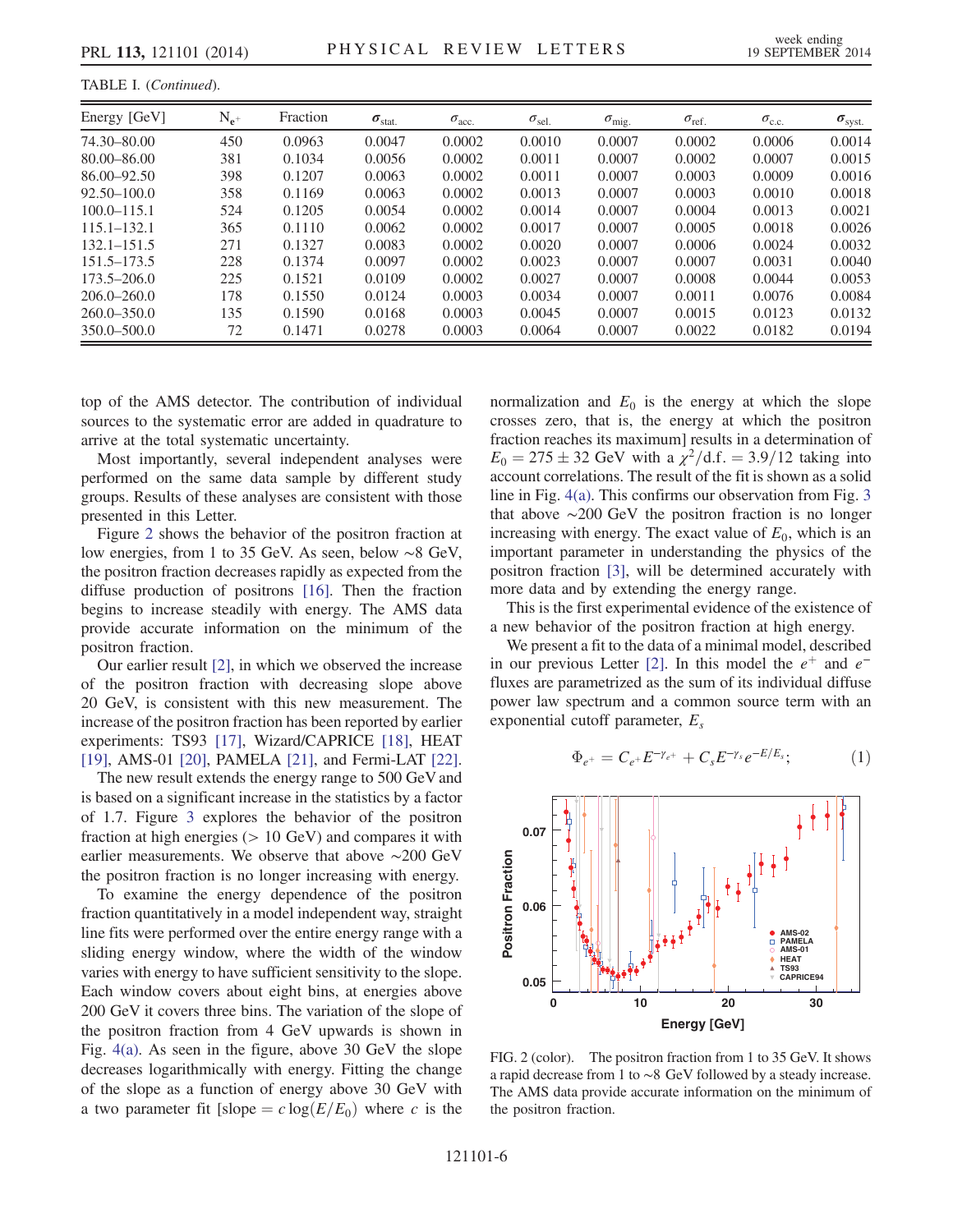TABLE I. (*Continued*).

| Energy [GeV] | $N_{e^+}$ | Fraction | $\sigma_{\text{stat.}}$ | $\sigma_{\text{acc.}}$ | $\sigma_{\text{sel.}}$ | $\sigma_{\text{mig.}}$ | $\sigma_{\text{ref.}}$ | $\sigma_{\text{c.c.}}$ | $\sigma_{\text{syst.}}$ |
|---|---|---|---|---|---|---|---|---|---|
| 74.30–80.00 | 450 | 0.0963 | 0.0047 | 0.0002 | 0.0010 | 0.0007 | 0.0002 | 0.0006 | 0.0014 |
| 80.00–86.00 | 381 | 0.1034 | 0.0056 | 0.0002 | 0.0011 | 0.0007 | 0.0002 | 0.0007 | 0.0015 |
| 86.00–92.50 | 398 | 0.1207 | 0.0063 | 0.0002 | 0.0011 | 0.0007 | 0.0003 | 0.0009 | 0.0016 |
| 92.50–100.0 | 358 | 0.1169 | 0.0063 | 0.0002 | 0.0013 | 0.0007 | 0.0003 | 0.0010 | 0.0018 |
| 100.0–115.1 | 524 | 0.1205 | 0.0054 | 0.0002 | 0.0014 | 0.0007 | 0.0004 | 0.0013 | 0.0021 |
| 115.1–132.1 | 365 | 0.1110 | 0.0062 | 0.0002 | 0.0017 | 0.0007 | 0.0005 | 0.0018 | 0.0026 |
| 132.1–151.5 | 271 | 0.1327 | 0.0083 | 0.0002 | 0.0020 | 0.0007 | 0.0006 | 0.0024 | 0.0032 |
| 151.5–173.5 | 228 | 0.1374 | 0.0097 | 0.0002 | 0.0023 | 0.0007 | 0.0007 | 0.0031 | 0.0040 |
| 173.5–206.0 | 225 | 0.1521 | 0.0109 | 0.0002 | 0.0027 | 0.0007 | 0.0008 | 0.0044 | 0.0053 |
| 206.0–260.0 | 178 | 0.1550 | 0.0124 | 0.0003 | 0.0034 | 0.0007 | 0.0011 | 0.0076 | 0.0084 |
| 260.0–350.0 | 135 | 0.1590 | 0.0168 | 0.0003 | 0.0045 | 0.0007 | 0.0015 | 0.0123 | 0.0132 |
| 350.0–500.0 | 72 | 0.1471 | 0.0278 | 0.0003 | 0.0064 | 0.0007 | 0.0022 | 0.0182 | 0.0194 |

top of the AMS detector. The contribution of individual sources to the systematic error are added in quadrature to arrive at the total systematic uncertainty.

Most importantly, several independent analyses were performed on the same data sample by different study groups. Results of these analyses are consistent with those presented in this Letter.

Figure 2 shows the behavior of the positron fraction at low energies, from 1 to 35 GeV. As seen, below ~8 GeV, the positron fraction decreases rapidly as expected from the diffuse production of positrons [16]. Then the fraction begins to increase steadily with energy. The AMS data provide accurate information on the minimum of the positron fraction.

Our earlier result [2], in which we observed the increase of the positron fraction with decreasing slope above 20 GeV, is consistent with this new measurement. The increase of the positron fraction has been reported by earlier experiments: TS93 [17], Wizard/CAPRICE [18], HEAT [19], AMS-01 [20], PAMELA [21], and Fermi-LAT [22].

The new result extends the energy range to 500 GeV and is based on a significant increase in the statistics by a factor of 1.7. Figure 3 explores the behavior of the positron fraction at high energies (> 10 GeV) and compares it with earlier measurements. We observe that above ~200 GeV the positron fraction is no longer increasing with energy.

To examine the energy dependence of the positron fraction quantitatively in a model independent way, straight line fits were performed over the entire energy range with a sliding energy window, where the width of the window varies with energy to have sufficient sensitivity to the slope. Each window covers about eight bins, at energies above 200 GeV it covers three bins. The variation of the slope of the positron fraction from 4 GeV upwards is shown in Fig. 4(a). As seen in the figure, above 30 GeV the slope decreases logarithmically with energy. Fitting the change of the slope as a function of energy above 30 GeV with a two parameter fit [slope $= c\log(E/E_0)$ where $c$ is the normalization and $E_0$ is the energy at which the slope crosses zero, that is, the energy at which the positron fraction reaches its maximum] results in a determination of $E_0 = 275 \pm 32$ GeV with a $\chi^2/\text{d.f.} = 3.9/12$ taking into account correlations. The result of the fit is shown as a solid line in Fig. 4(a). This confirms our observation from Fig. 3 that above ~200 GeV the positron fraction is no longer increasing with energy. The exact value of $E_0$, which is an important parameter in understanding the physics of the positron fraction [3], will be determined accurately with more data and by extending the energy range.

This is the first experimental evidence of the existence of a new behavior of the positron fraction at high energy.

We present a fit to the data of a minimal model, described in our previous Letter [2]. In this model the $e^+$ and $e^-$ fluxes are parametrized as the sum of its individual diffuse power law spectrum and a common source term with an exponential cutoff parameter, $E_s$

$$\Phi_{e^+} = C_{e^+}E^{-\gamma_{e^+}} + C_s E^{-\gamma_s} e^{-E/E_s}; \tag{1}$$

FIG. 2 (color). The positron fraction from 1 to 35 GeV. It shows a rapid decrease from 1 to ~8 GeV followed by a steady increase. The AMS data provide accurate information on the minimum of the positron fraction.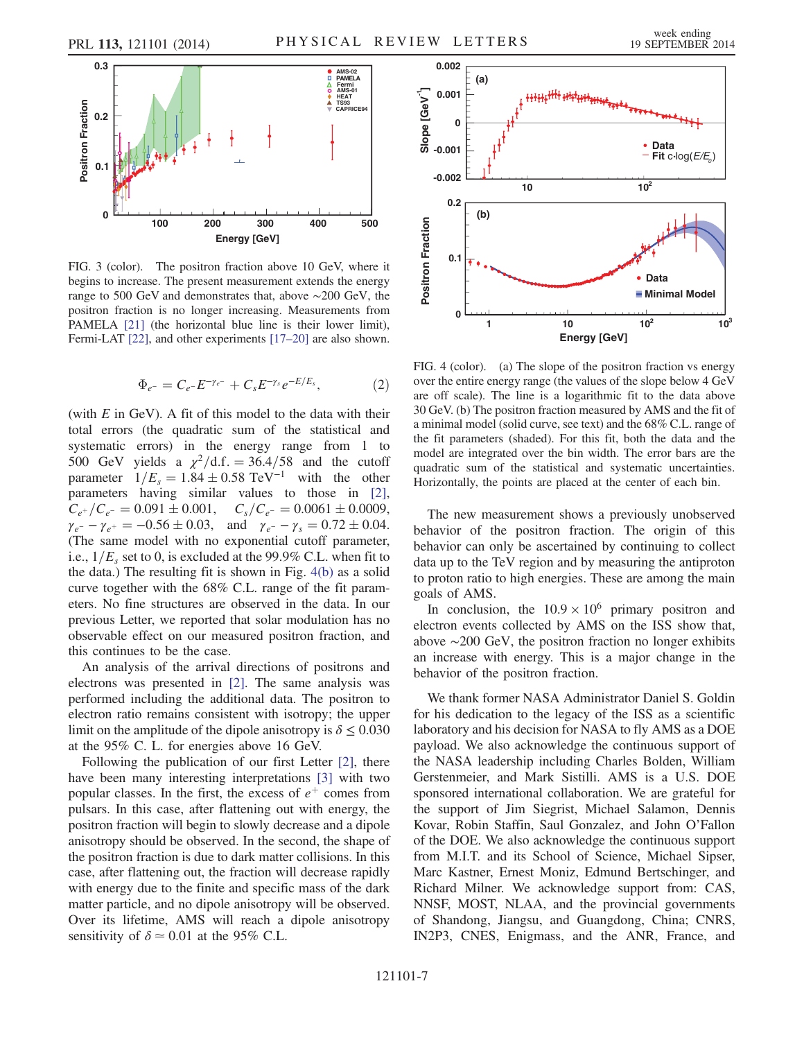FIG. 3 (color). The positron fraction above 10 GeV, where it begins to increase. The present measurement extends the energy range to 500 GeV and demonstrates that, above ∼200 GeV, the positron fraction is no longer increasing. Measurements from PAMELA [21] (the horizontal blue line is their lower limit), Fermi-LAT [22], and other experiments [17–20] are also shown.

$$\Phi_{e^-} = C_{e^-} E^{-\gamma_{e^-}} + C_s E^{-\gamma_s} e^{-E/E_s}, \tag{2}$$

(with $E$ in GeV). A fit of this model to the data with their total errors (the quadratic sum of the statistical and systematic errors) in the energy range from 1 to 500 GeV yields a $\chi^2/\mathrm{d.f.} = 36.4/58$ and the cutoff parameter $1/E_s = 1.84 \pm 0.58\ \mathrm{TeV}^{-1}$ with the other parameters having similar values to those in [2], $C_{e^+}/C_{e^-} = 0.091 \pm 0.001$, $C_s/C_{e^-} = 0.0061 \pm 0.0009$, $\gamma_{e^-} - \gamma_{e^+} = -0.56 \pm 0.03$, and $\gamma_{e^-} - \gamma_s = 0.72 \pm 0.04$. (The same model with no exponential cutoff parameter, i.e., $1/E_s$ set to 0, is excluded at the 99.9% C.L. when fit to the data.) The resulting fit is shown in Fig. 4(b) as a solid curve together with the 68% C.L. range of the fit parameters. No fine structures are observed in the data. In our previous Letter, we reported that solar modulation has no observable effect on our measured positron fraction, and this continues to be the case.

An analysis of the arrival directions of positrons and electrons was presented in [2]. The same analysis was performed including the additional data. The positron to electron ratio remains consistent with isotropy; the upper limit on the amplitude of the dipole anisotropy is $\delta \leq 0.030$ at the 95% C. L. for energies above 16 GeV.

Following the publication of our first Letter [2], there have been many interesting interpretations [3] with two popular classes. In the first, the excess of $e^+$ comes from pulsars. In this case, after flattening out with energy, the positron fraction will begin to slowly decrease and a dipole anisotropy should be observed. In the second, the shape of the positron fraction is due to dark matter collisions. In this case, after flattening out, the fraction will decrease rapidly with energy due to the finite and specific mass of the dark matter particle, and no dipole anisotropy will be observed. Over its lifetime, AMS will reach a dipole anisotropy sensitivity of $\delta \simeq 0.01$ at the 95% C.L.

FIG. 4 (color). (a) The slope of the positron fraction vs energy over the entire energy range (the values of the slope below 4 GeV are off scale). The line is a logarithmic fit to the data above 30 GeV. (b) The positron fraction measured by AMS and the fit of a minimal model (solid curve, see text) and the 68% C.L. range of the fit parameters (shaded). For this fit, both the data and the model are integrated over the bin width. The error bars are the quadratic sum of the statistical and systematic uncertainties. Horizontally, the points are placed at the center of each bin.

The new measurement shows a previously unobserved behavior of the positron fraction. The origin of this behavior can only be ascertained by continuing to collect data up to the TeV region and by measuring the antiproton to proton ratio to high energies. These are among the main goals of AMS.

In conclusion, the $10.9 \times 10^6$ primary positron and electron events collected by AMS on the ISS show that, above ∼200 GeV, the positron fraction no longer exhibits an increase with energy. This is a major change in the behavior of the positron fraction.

We thank former NASA Administrator Daniel S. Goldin for his dedication to the legacy of the ISS as a scientific laboratory and his decision for NASA to fly AMS as a DOE payload. We also acknowledge the continuous support of the NASA leadership including Charles Bolden, William Gerstenmeier, and Mark Sistilli. AMS is a U.S. DOE sponsored international collaboration. We are grateful for the support of Jim Siegrist, Michael Salamon, Dennis Kovar, Robin Staffin, Saul Gonzalez, and John O'Fallon of the DOE. We also acknowledge the continuous support from M.I.T. and its School of Science, Michael Sipser, Marc Kastner, Ernest Moniz, Edmund Bertschinger, and Richard Milner. We acknowledge support from: CAS, NNSF, MOST, NLAA, and the provincial governments of Shandong, Jiangsu, and Guangdong, China; CNRS, IN2P3, CNES, Enigmass, and the ANR, France, and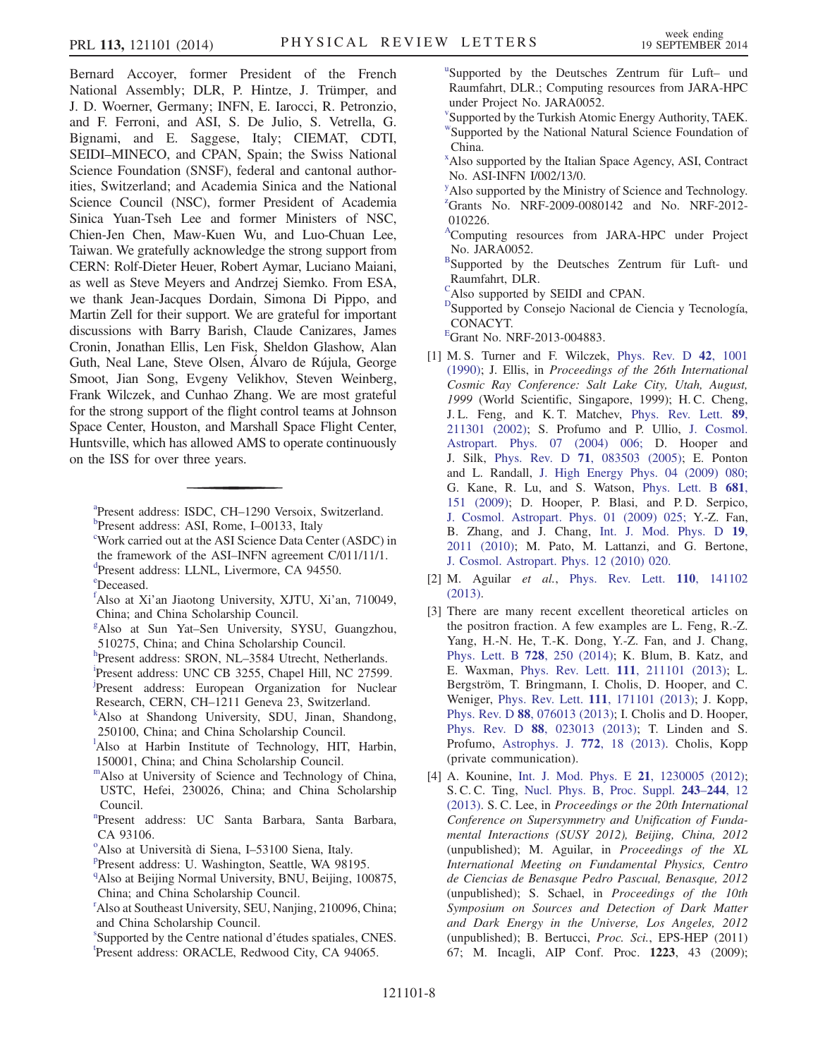Bernard Accoyer, former President of the French National Assembly; DLR, P. Hintze, J. Trümper, and J. D. Woerner, Germany; INFN, E. Iarocci, R. Petronzio, and F. Ferroni, and ASI, S. De Julio, S. Vetrella, G. Bignami, and E. Saggese, Italy; CIEMAT, CDTI, SEIDI–MINECO, and CPAN, Spain; the Swiss National Science Foundation (SNSF), federal and cantonal authorities, Switzerland; and Academia Sinica and the National Science Council (NSC), former President of Academia Sinica Yuan-Tseh Lee and former Ministers of NSC, Chien-Jen Chen, Maw-Kuen Wu, and Luo-Chuan Lee, Taiwan. We gratefully acknowledge the strong support from CERN: Rolf-Dieter Heuer, Robert Aymar, Luciano Maiani, as well as Steve Meyers and Andrzej Siemko. From ESA, we thank Jean-Jacques Dordain, Simona Di Pippo, and Martin Zell for their support. We are grateful for important discussions with Barry Barish, Claude Canizares, James Cronin, Jonathan Ellis, Len Fisk, Sheldon Glashow, Alan Guth, Neal Lane, Steve Olsen, Álvaro de Rújula, George Smoot, Jian Song, Evgeny Velikhov, Steven Weinberg, Frank Wilczek, and Cunhao Zhang. We are most grateful for the strong support of the flight control teams at Johnson Space Center, Houston, and Marshall Space Flight Center, Huntsville, which has allowed AMS to operate continuously on the ISS for over three years.

---

[a]Present address: ISDC, CH–1290 Versoix, Switzerland.

[b]Present address: ASI, Rome, I–00133, Italy

[c]Work carried out at the ASI Science Data Center (ASDC) in the framework of the ASI–INFN agreement C/011/11/1.

[d]Present address: LLNL, Livermore, CA 94550.

[e]Deceased.

[f]Also at Xi'an Jiaotong University, XJTU, Xi'an, 710049, China; and China Scholarship Council.

[g]Also at Sun Yat–Sen University, SYSU, Guangzhou, 510275, China; and China Scholarship Council.

[h]Present address: SRON, NL–3584 Utrecht, Netherlands.

[i]Present address: UNC CB 3255, Chapel Hill, NC 27599.

[j]Present address: European Organization for Nuclear Research, CERN, CH–1211 Geneva 23, Switzerland.

[k]Also at Shandong University, SDU, Jinan, Shandong, 250100, China; and China Scholarship Council.

[l]Also at Harbin Institute of Technology, HIT, Harbin, 150001, China; and China Scholarship Council.

[m]Also at University of Science and Technology of China, USTC, Hefei, 230026, China; and China Scholarship Council.

[n]Present address: UC Santa Barbara, Santa Barbara, CA 93106.

[o]Also at Università di Siena, I–53100 Siena, Italy.

[p]Present address: U. Washington, Seattle, WA 98195.

[q]Also at Beijing Normal University, BNU, Beijing, 100875, China; and China Scholarship Council.

[r]Also at Southeast University, SEU, Nanjing, 210096, China; and China Scholarship Council.

[s]Supported by the Centre national d'études spatiales, CNES.

[t]Present address: ORACLE, Redwood City, CA 94065.

[u]Supported by the Deutsches Zentrum für Luft– und Raumfahrt, DLR.; Computing resources from JARA-HPC under Project No. JARA0052.

[v]Supported by the Turkish Atomic Energy Authority, TAEK.

[w]Supported by the National Natural Science Foundation of China.

[x]Also supported by the Italian Space Agency, ASI, Contract No. ASI-INFN I/002/13/0.

[y]Also supported by the Ministry of Science and Technology.

[z]Grants No. NRF-2009-0080142 and No. NRF-2012-010226.

[A]Computing resources from JARA-HPC under Project No. JARA0052.

[B]Supported by the Deutsches Zentrum für Luft- und Raumfahrt, DLR.

[C]Also supported by SEIDI and CPAN.

[D]Supported by Consejo Nacional de Ciencia y Tecnología, CONACYT.

[E]Grant No. NRF-2013-004883.

[1] M. S. Turner and F. Wilczek, Phys. Rev. D **42**, 1001 (1990); J. Ellis, in *Proceedings of the 26th International Cosmic Ray Conference: Salt Lake City, Utah, August, 1999* (World Scientific, Singapore, 1999); H. C. Cheng, J. L. Feng, and K. T. Matchev, Phys. Rev. Lett. **89**, 211301 (2002); S. Profumo and P. Ullio, J. Cosmol. Astropart. Phys. 07 (2004) 006; D. Hooper and J. Silk, Phys. Rev. D **71**, 083503 (2005); E. Ponton and L. Randall, J. High Energy Phys. 04 (2009) 080; G. Kane, R. Lu, and S. Watson, Phys. Lett. B **681**, 151 (2009); D. Hooper, P. Blasi, and P. D. Serpico, J. Cosmol. Astropart. Phys. 01 (2009) 025; Y.-Z. Fan, B. Zhang, and J. Chang, Int. J. Mod. Phys. D **19**, 2011 (2010); M. Pato, M. Lattanzi, and G. Bertone, J. Cosmol. Astropart. Phys. 12 (2010) 020.

[2] M. Aguilar *et al.*, Phys. Rev. Lett. **110**, 141102 (2013).

[3] There are many recent excellent theoretical articles on the positron fraction. A few examples are L. Feng, R.-Z. Yang, H.-N. He, T.-K. Dong, Y.-Z. Fan, and J. Chang, Phys. Lett. B **728**, 250 (2014); K. Blum, B. Katz, and E. Waxman, Phys. Rev. Lett. **111**, 211101 (2013); L. Bergström, T. Bringmann, I. Cholis, D. Hooper, and C. Weniger, Phys. Rev. Lett. **111**, 171101 (2013); J. Kopp, Phys. Rev. D **88**, 076013 (2013); I. Cholis and D. Hooper, Phys. Rev. D **88**, 023013 (2013); T. Linden and S. Profumo, Astrophys. J. **772**, 18 (2013). Cholis, Kopp (private communication).

[4] A. Kounine, Int. J. Mod. Phys. E **21**, 1230005 (2012); S. C. C. Ting, Nucl. Phys. B, Proc. Suppl. **243–244**, 12 (2013). S. C. Lee, in *Proceedings or the 20th International Conference on Supersymmetry and Unification of Fundamental Interactions (SUSY 2012), Beijing, China, 2012* (unpublished); M. Aguilar, in *Proceedings of the XL International Meeting on Fundamental Physics, Centro de Ciencias de Benasque Pedro Pascual, Benasque, 2012* (unpublished); S. Schael, in *Proceedings of the 10th Symposium on Sources and Detection of Dark Matter and Dark Energy in the Universe, Los Angeles, 2012* (unpublished); B. Bertucci, *Proc. Sci.*, EPS-HEP (2011) 67; M. Incagli, AIP Conf. Proc. **1223**, 43 (2009);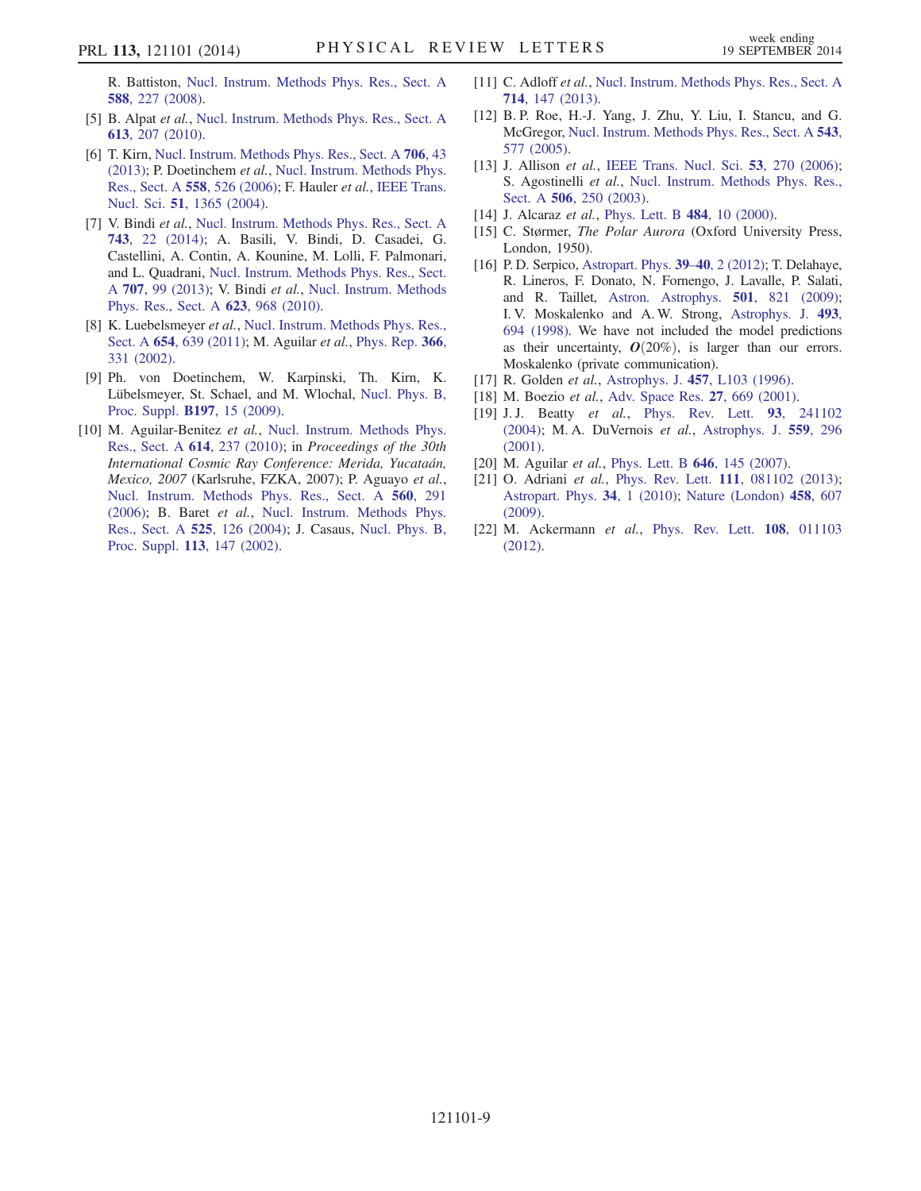R. Battiston, Nucl. Instrum. Methods Phys. Res., Sect. A **588**, 227 (2008).

[5] B. Alpat *et al.*, Nucl. Instrum. Methods Phys. Res., Sect. A **613**, 207 (2010).

[6] T. Kirn, Nucl. Instrum. Methods Phys. Res., Sect. A **706**, 43 (2013); P. Doetinchem *et al.*, Nucl. Instrum. Methods Phys. Res., Sect. A **558**, 526 (2006); F. Hauler *et al.*, IEEE Trans. Nucl. Sci. **51**, 1365 (2004).

[7] V. Bindi *et al.*, Nucl. Instrum. Methods Phys. Res., Sect. A **743**, 22 (2014); A. Basili, V. Bindi, D. Casadei, G. Castellini, A. Contin, A. Kounine, M. Lolli, F. Palmonari, and L. Quadrani, Nucl. Instrum. Methods Phys. Res., Sect. A **707**, 99 (2013); V. Bindi *et al.*, Nucl. Instrum. Methods Phys. Res., Sect. A **623**, 968 (2010).

[8] K. Luebelsmeyer *et al.*, Nucl. Instrum. Methods Phys. Res., Sect. A **654**, 639 (2011); M. Aguilar *et al.*, Phys. Rep. **366**, 331 (2002).

[9] Ph. von Doetinchem, W. Karpinski, Th. Kirn, K. Lübelsmeyer, St. Schael, and M. Wlochal, Nucl. Phys. B, Proc. Suppl. **B197**, 15 (2009).

[10] M. Aguilar-Benitez *et al.*, Nucl. Instrum. Methods Phys. Res., Sect. A **614**, 237 (2010); in *Proceedings of the 30th International Cosmic Ray Conference: Merida, Yucataán, Mexico, 2007* (Karlsruhe, FZKA, 2007); P. Aguayo *et al.*, Nucl. Instrum. Methods Phys. Res., Sect. A **560**, 291 (2006); B. Baret *et al.*, Nucl. Instrum. Methods Phys. Res., Sect. A **525**, 126 (2004); J. Casaus, Nucl. Phys. B, Proc. Suppl. **113**, 147 (2002).

[11] C. Adloff *et al.*, Nucl. Instrum. Methods Phys. Res., Sect. A **714**, 147 (2013).

[12] B. P. Roe, H.-J. Yang, J. Zhu, Y. Liu, I. Stancu, and G. McGregor, Nucl. Instrum. Methods Phys. Res., Sect. A **543**, 577 (2005).

[13] J. Allison *et al.*, IEEE Trans. Nucl. Sci. **53**, 270 (2006); S. Agostinelli *et al.*, Nucl. Instrum. Methods Phys. Res., Sect. A **506**, 250 (2003).

[14] J. Alcaraz *et al.*, Phys. Lett. B **484**, 10 (2000).

[15] C. Størmer, *The Polar Aurora* (Oxford University Press, London, 1950).

[16] P. D. Serpico, Astropart. Phys. **39–40**, 2 (2012); T. Delahaye, R. Lineros, F. Donato, N. Fornengo, J. Lavalle, P. Salati, and R. Taillet, Astron. Astrophys. **501**, 821 (2009); I. V. Moskalenko and A. W. Strong, Astrophys. J. **493**, 694 (1998). We have not included the model predictions as their uncertainty, $O(20\%)$, is larger than our errors. Moskalenko (private communication).

[17] R. Golden *et al.*, Astrophys. J. **457**, L103 (1996).

[18] M. Boezio *et al.*, Adv. Space Res. **27**, 669 (2001).

[19] J. J. Beatty *et al.*, Phys. Rev. Lett. **93**, 241102 (2004); M. A. DuVernois *et al.*, Astrophys. J. **559**, 296 (2001).

[20] M. Aguilar *et al.*, Phys. Lett. B **646**, 145 (2007).

[21] O. Adriani *et al.*, Phys. Rev. Lett. **111**, 081102 (2013); Astropart. Phys. **34**, 1 (2010); Nature (London) **458**, 607 (2009).

[22] M. Ackermann *et al.*, Phys. Rev. Lett. **108**, 011103 (2012).